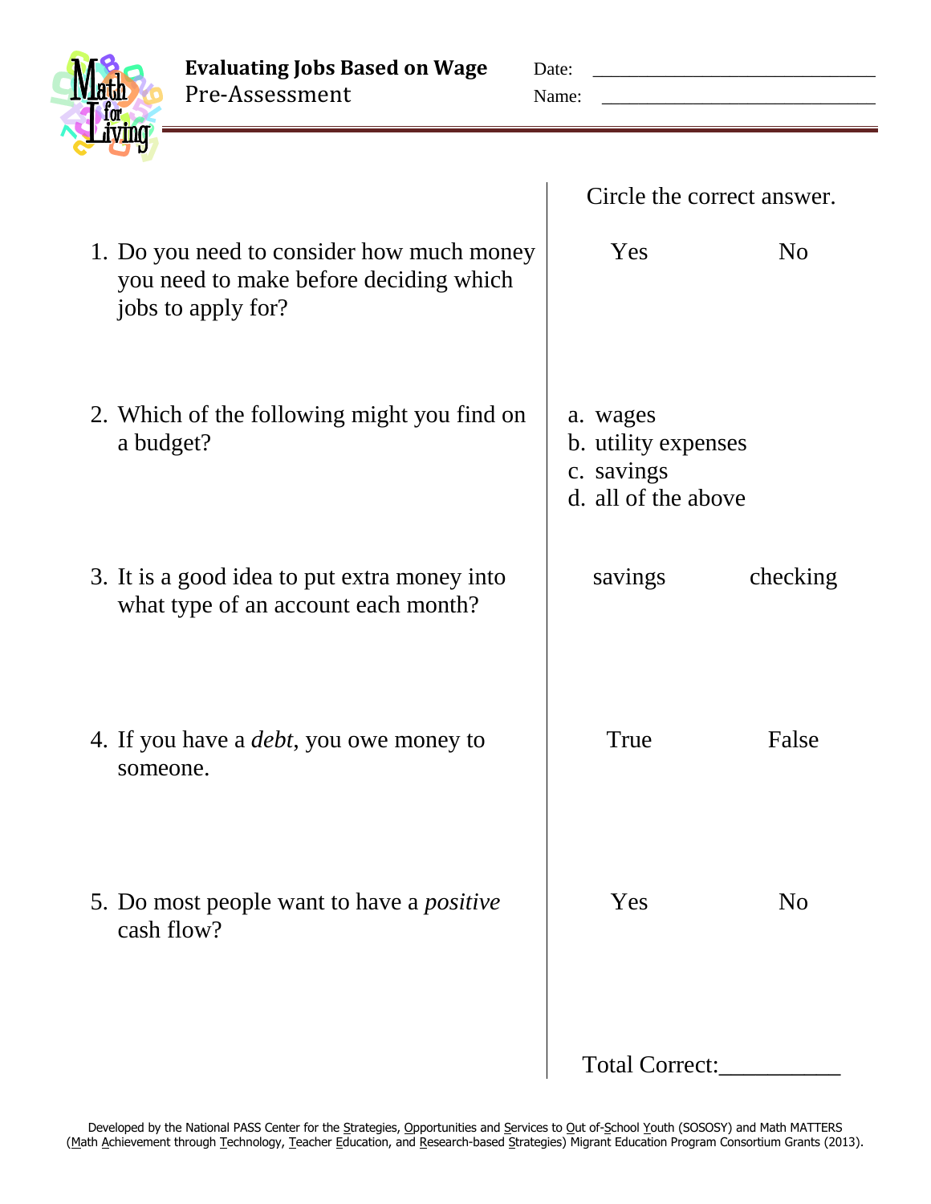# Evaluating Jobs Based on Wage

## Pre-Assessment

Date: ______________________________

Name: ______________________________

| | Circle the correct answer. |
|---|---|
| 1. Do you need to consider how much money you need to make before deciding which jobs to apply for? | Yes &nbsp;&nbsp;&nbsp;&nbsp; No |
| 2. Which of the following might you find on a budget? | a. wages<br>b. utility expenses<br>c. savings<br>d. all of the above |
| 3. It is a good idea to put extra money into what type of an account each month? | savings &nbsp;&nbsp;&nbsp;&nbsp; checking |
| 4. If you have a *debt*, you owe money to someone. | True &nbsp;&nbsp;&nbsp;&nbsp; False |
| 5. Do most people want to have a *positive* cash flow? | Yes &nbsp;&nbsp;&nbsp;&nbsp; No |
| | Total Correct:__________ |

Developed by the National PASS Center for the Strategies, Opportunities and Services to Out of-School Youth (SOSOSY) and Math MATTERS (Math Achievement through Technology, Teacher Education, and Research-based Strategies) Migrant Education Program Consortium Grants (2013).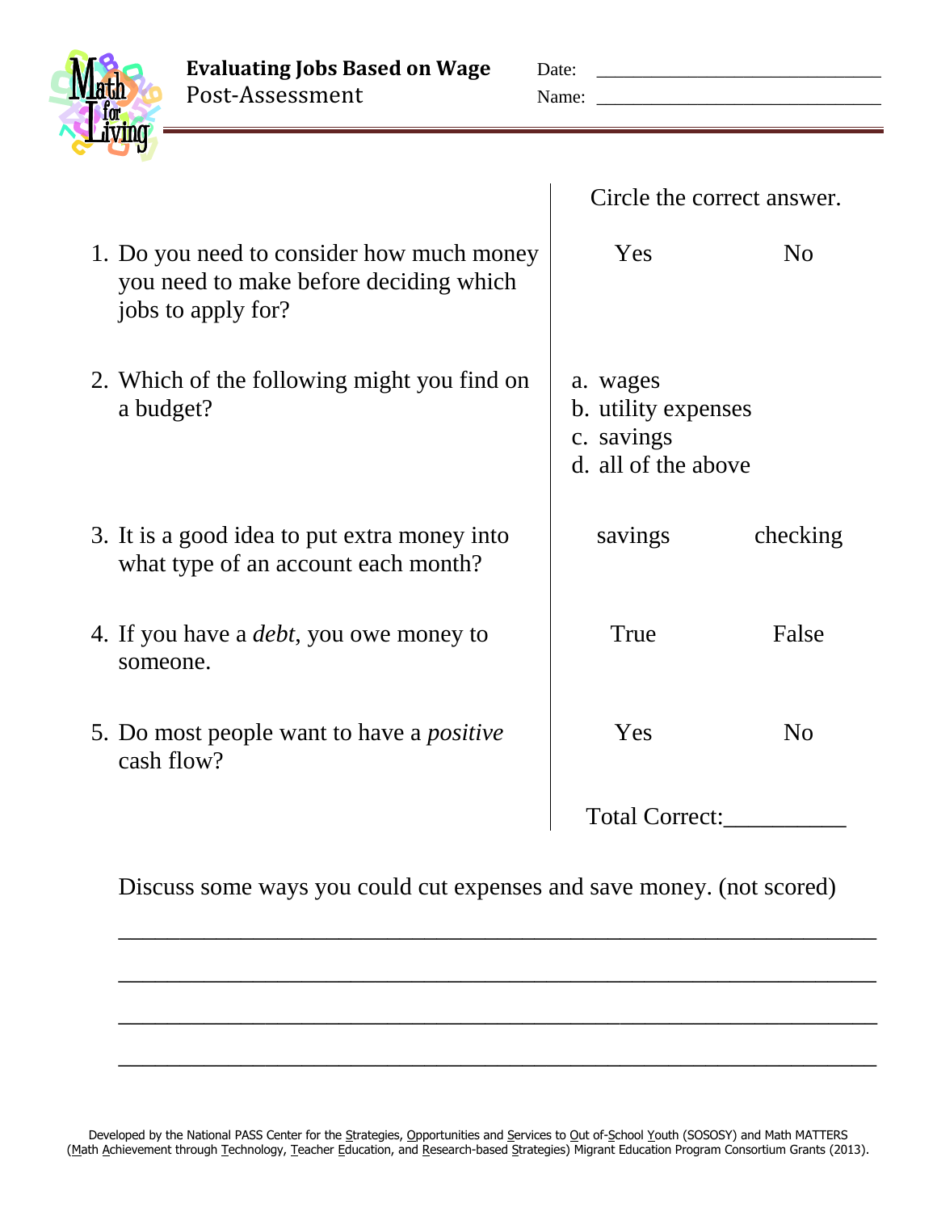**Evaluating Jobs Based on Wage**
Post-Assessment

Date: ______________________________
Name: ______________________________

| | Circle the correct answer. | |
|---|---|---|
| 1. Do you need to consider how much money you need to make before deciding which jobs to apply for? | Yes | No |
| 2. Which of the following might you find on a budget? | a. wages<br>b. utility expenses<br>c. savings<br>d. all of the above | |
| 3. It is a good idea to put extra money into what type of an account each month? | savings | checking |
| 4. If you have a *debt*, you owe money to someone. | True | False |
| 5. Do most people want to have a *positive* cash flow? | Yes | No |
| | Total Correct:__________ | |

Discuss some ways you could cut expenses and save money. (not scored)

________________________________________________________________

________________________________________________________________

________________________________________________________________

________________________________________________________________

Developed by the National PASS Center for the Strategies, Opportunities and Services to Out of-School Youth (SOSOSY) and Math MATTERS (Math Achievement through Technology, Teacher Education, and Research-based Strategies) Migrant Education Program Consortium Grants (2013).